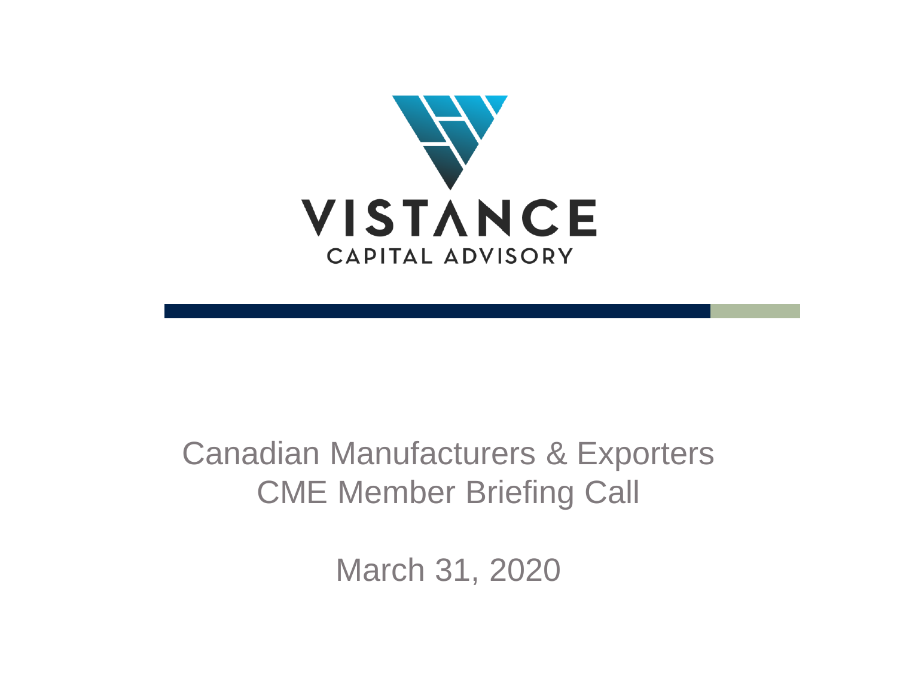VISTANCE

CAPITAL ADVISORY

Canadian Manufacturers & Exporters
CME Member Briefing Call

March 31, 2020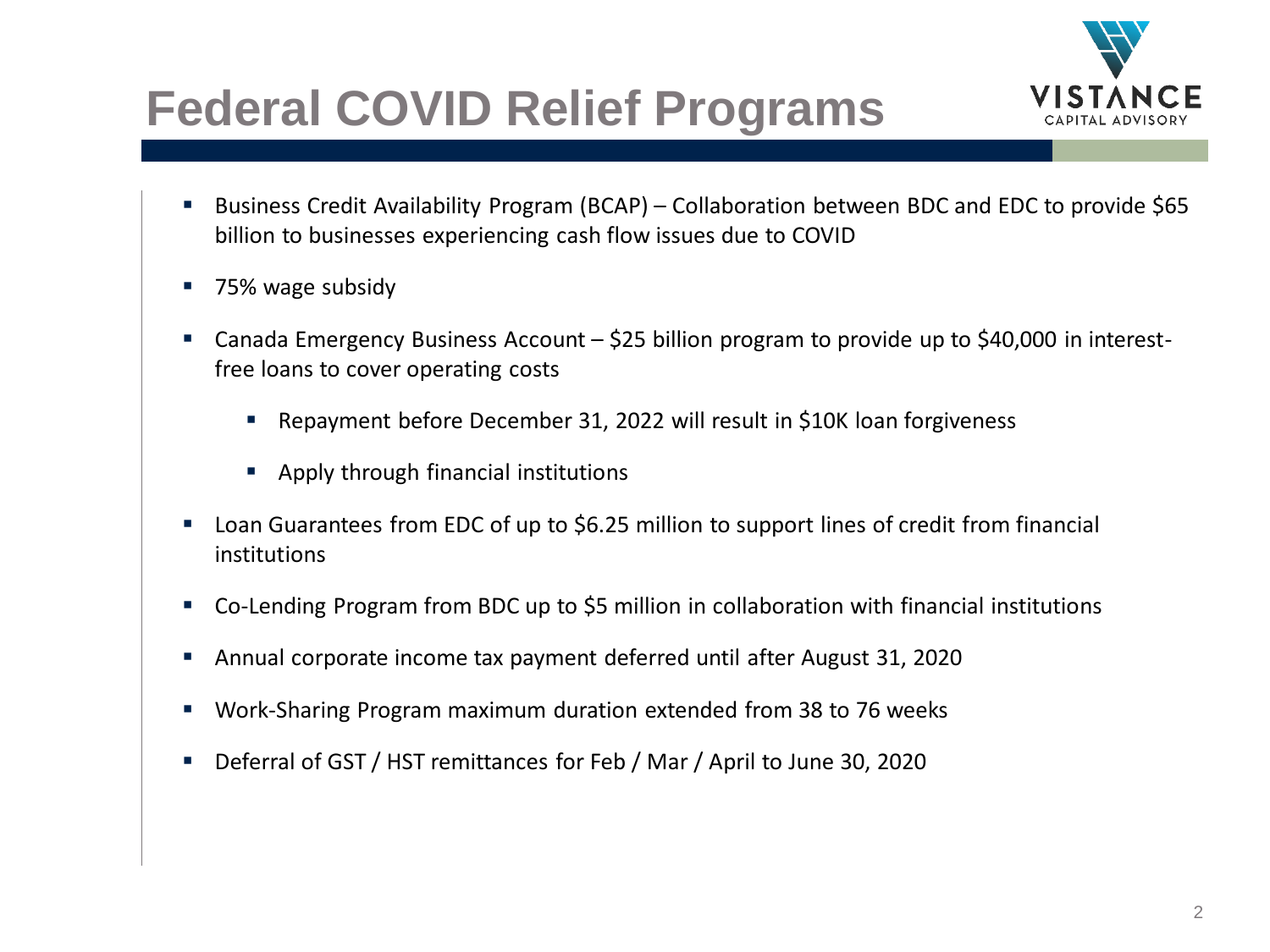# Federal COVID Relief Programs

- Business Credit Availability Program (BCAP) – Collaboration between BDC and EDC to provide $65 billion to businesses experiencing cash flow issues due to COVID
- 75% wage subsidy
- Canada Emergency Business Account – $25 billion program to provide up to $40,000 in interest-free loans to cover operating costs
  - Repayment before December 31, 2022 will result in $10K loan forgiveness
  - Apply through financial institutions
- Loan Guarantees from EDC of up to $6.25 million to support lines of credit from financial institutions
- Co-Lending Program from BDC up to $5 million in collaboration with financial institutions
- Annual corporate income tax payment deferred until after August 31, 2020
- Work-Sharing Program maximum duration extended from 38 to 76 weeks
- Deferral of GST / HST remittances for Feb / Mar / April to June 30, 2020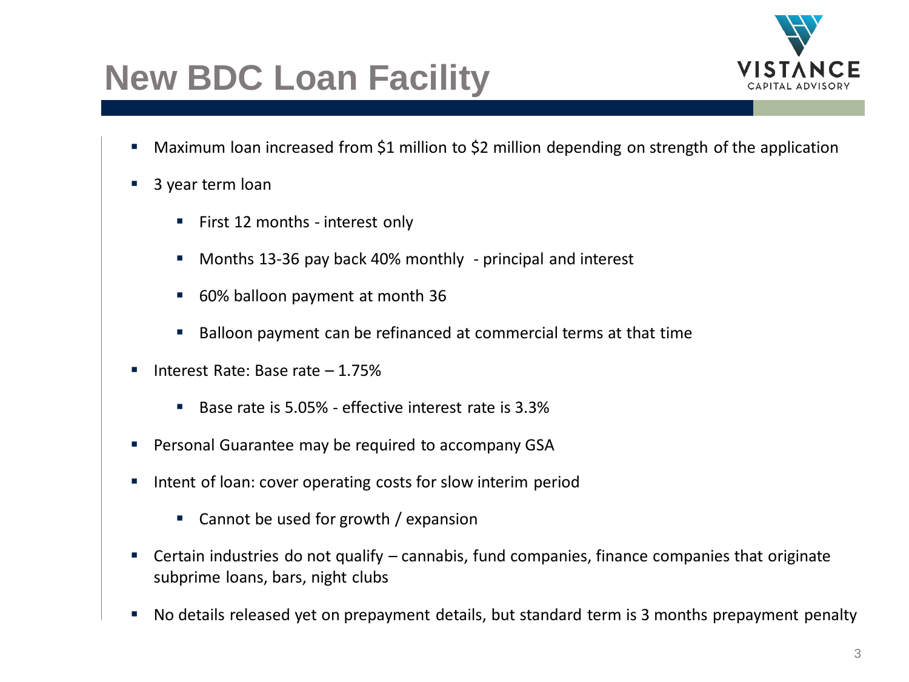# New BDC Loan Facility

- Maximum loan increased from $1 million to $2 million depending on strength of the application
- 3 year term loan
  - First 12 months - interest only
  - Months 13-36 pay back 40% monthly - principal and interest
  - 60% balloon payment at month 36
  - Balloon payment can be refinanced at commercial terms at that time
- Interest Rate: Base rate – 1.75%
  - Base rate is 5.05% - effective interest rate is 3.3%
- Personal Guarantee may be required to accompany GSA
- Intent of loan: cover operating costs for slow interim period
  - Cannot be used for growth / expansion
- Certain industries do not qualify – cannabis, fund companies, finance companies that originate subprime loans, bars, night clubs
- No details released yet on prepayment details, but standard term is 3 months prepayment penalty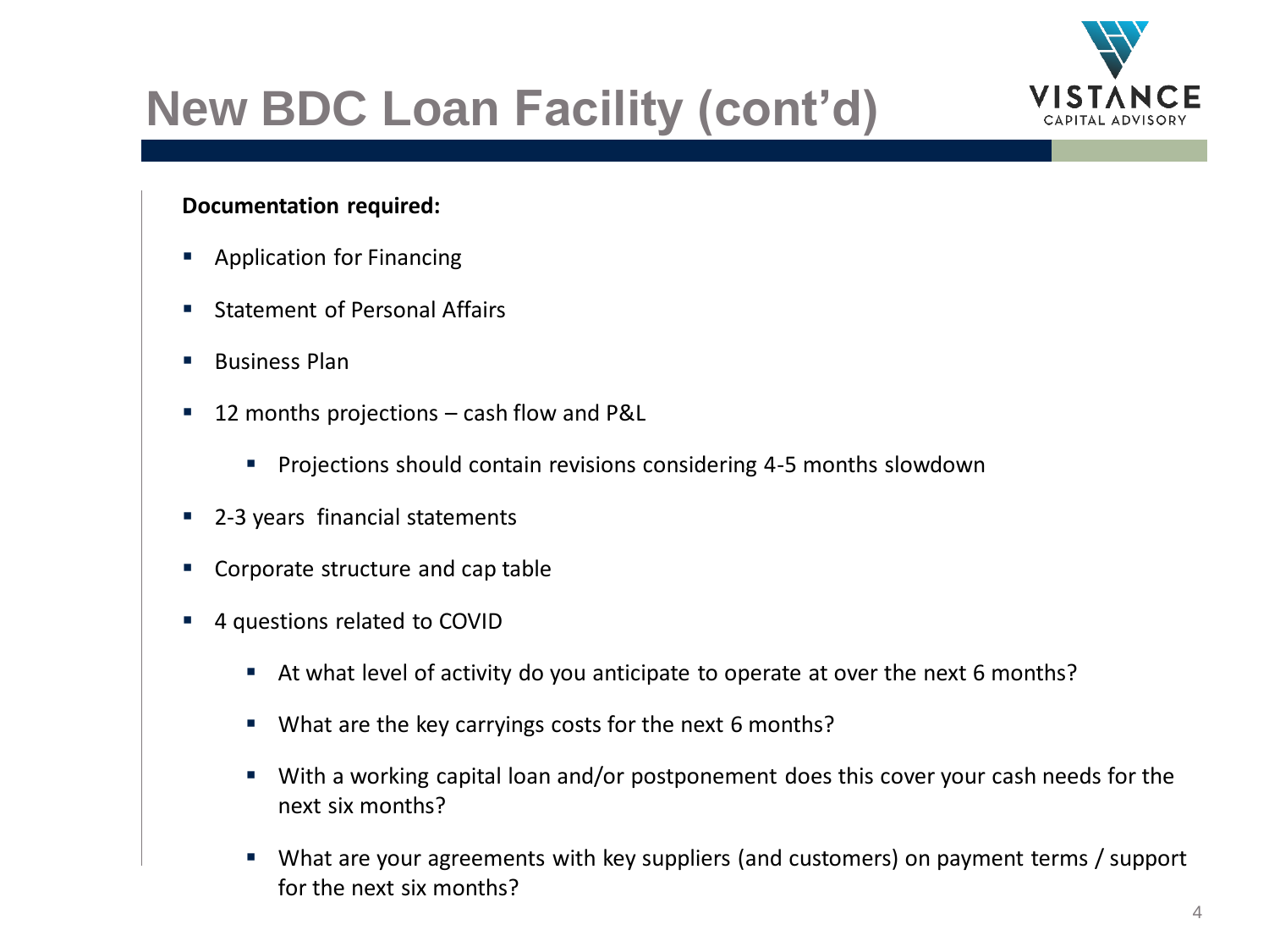# New BDC Loan Facility (cont'd)

**Documentation required:**

- Application for Financing
- Statement of Personal Affairs
- Business Plan
- 12 months projections – cash flow and P&L
  - Projections should contain revisions considering 4-5 months slowdown
- 2-3 years financial statements
- Corporate structure and cap table
- 4 questions related to COVID
  - At what level of activity do you anticipate to operate at over the next 6 months?
  - What are the key carryings costs for the next 6 months?
  - With a working capital loan and/or postponement does this cover your cash needs for the next six months?
  - What are your agreements with key suppliers (and customers) on payment terms / support for the next six months?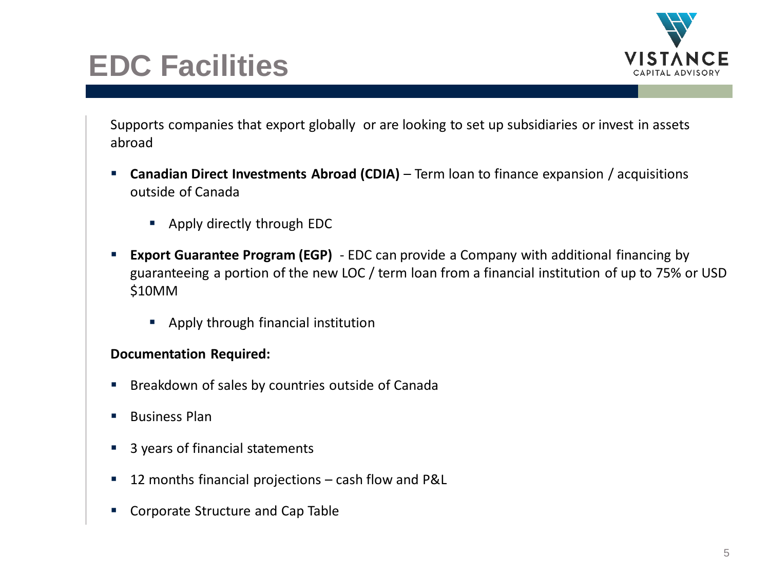# EDC Facilities

Supports companies that export globally or are looking to set up subsidiaries or invest in assets abroad

- **Canadian Direct Investments Abroad (CDIA)** – Term loan to finance expansion / acquisitions outside of Canada
  - Apply directly through EDC
- **Export Guarantee Program (EGP)** - EDC can provide a Company with additional financing by guaranteeing a portion of the new LOC / term loan from a financial institution of up to 75% or USD $10MM
  - Apply through financial institution

**Documentation Required:**

- Breakdown of sales by countries outside of Canada
- Business Plan
- 3 years of financial statements
- 12 months financial projections – cash flow and P&L
- Corporate Structure and Cap Table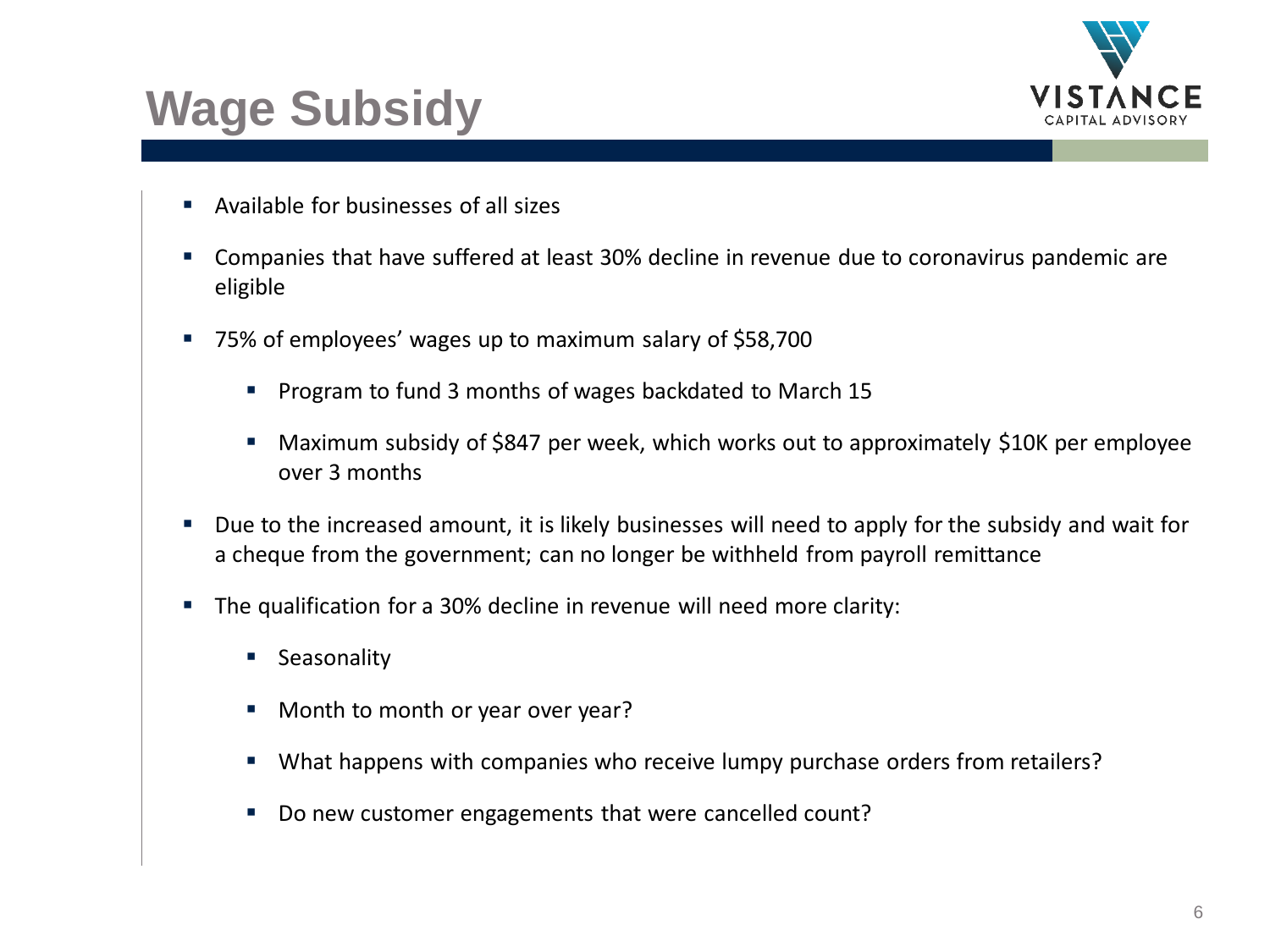# Wage Subsidy

- Available for businesses of all sizes
- Companies that have suffered at least 30% decline in revenue due to coronavirus pandemic are eligible
- 75% of employees' wages up to maximum salary of $58,700
  - Program to fund 3 months of wages backdated to March 15
  - Maximum subsidy of $847 per week, which works out to approximately $10K per employee over 3 months
- Due to the increased amount, it is likely businesses will need to apply for the subsidy and wait for a cheque from the government; can no longer be withheld from payroll remittance
- The qualification for a 30% decline in revenue will need more clarity:
  - Seasonality
  - Month to month or year over year?
  - What happens with companies who receive lumpy purchase orders from retailers?
  - Do new customer engagements that were cancelled count?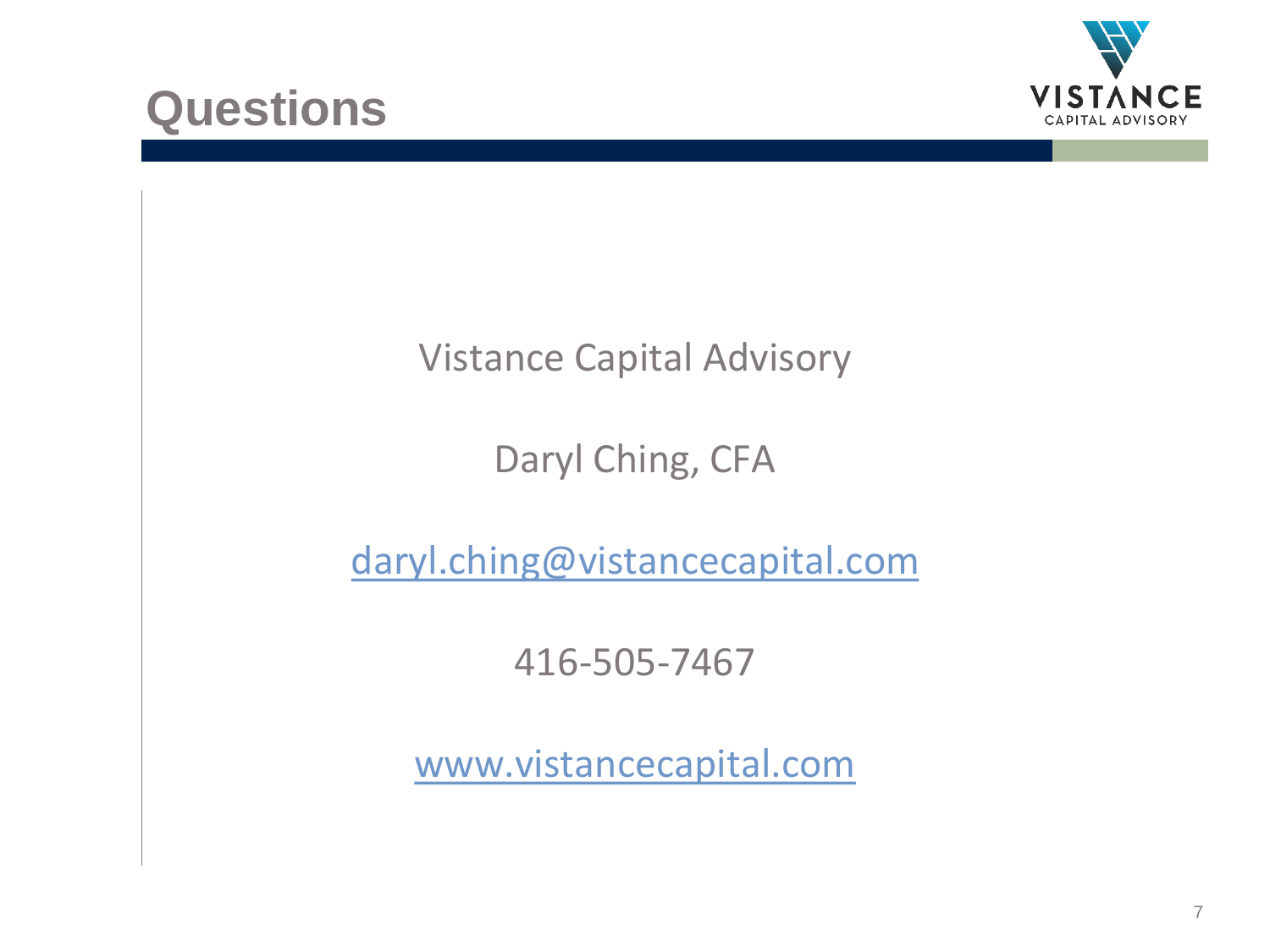# Questions

Vistance Capital Advisory

Daryl Ching, CFA

daryl.ching@vistancecapital.com

416-505-7467

www.vistancecapital.com